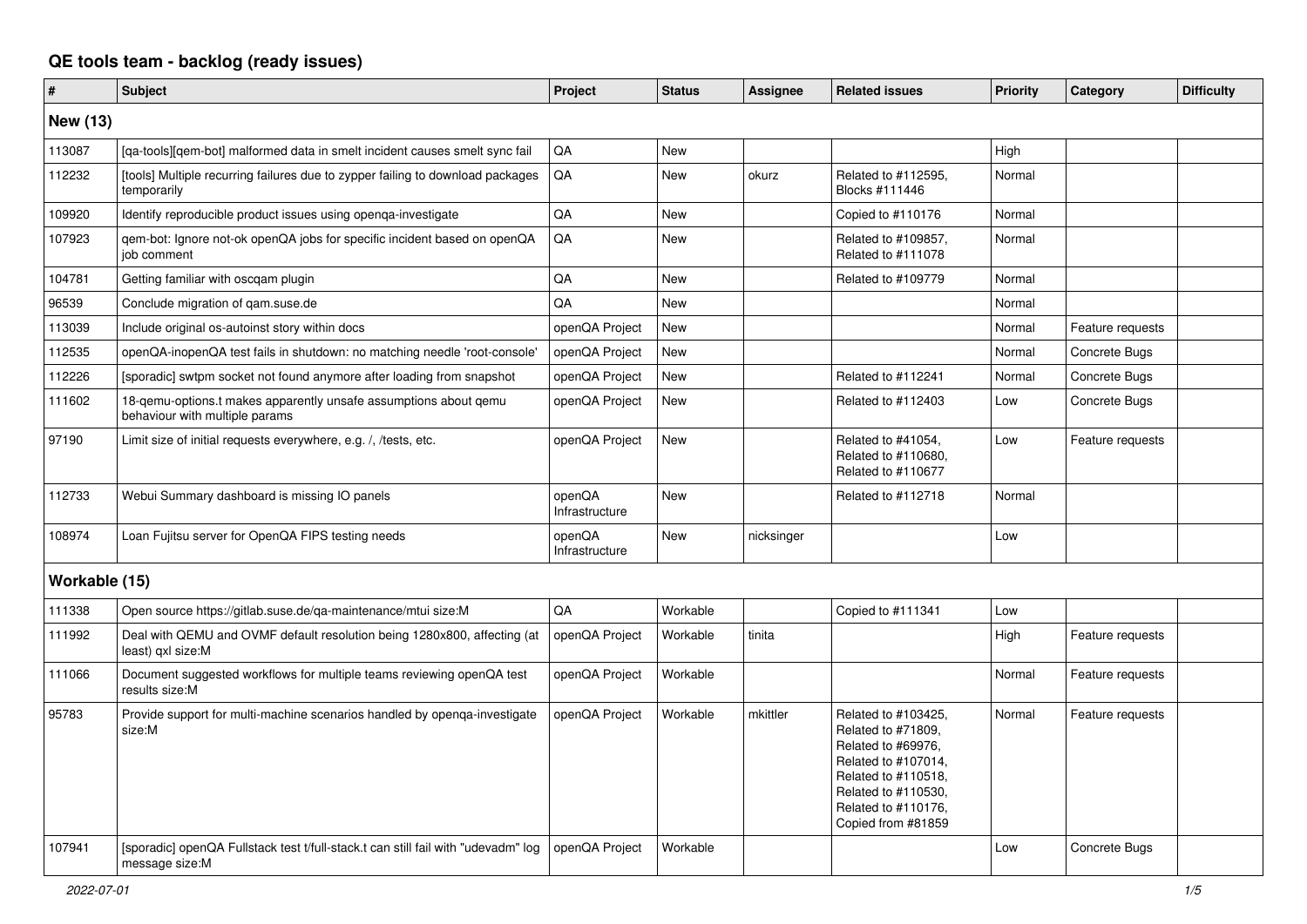# QE tools team - backlog (ready issues)

| # | Subject | Project | Status | Assignee | Related issues | Priority | Category | Difficulty |
|---|---|---|---|---|---|---|---|---|
| **New (13)** | | | | | | | | |
| 113087 | [qa-tools][qem-bot] malformed data in smelt incident causes smelt sync fail | QA | New | | | High | | |
| 112232 | [tools] Multiple recurring failures due to zypper failing to download packages temporarily | QA | New | okurz | Related to #112595, Blocks #111446 | Normal | | |
| 109920 | Identify reproducible product issues using openqa-investigate | QA | New | | Copied to #110176 | Normal | | |
| 107923 | qem-bot: Ignore not-ok openQA jobs for specific incident based on openQA job comment | QA | New | | Related to #109857, Related to #111078 | Normal | | |
| 104781 | Getting familiar with oscqam plugin | QA | New | | Related to #109779 | Normal | | |
| 96539 | Conclude migration of qam.suse.de | QA | New | | | Normal | | |
| 113039 | Include original os-autoinst story within docs | openQA Project | New | | | Normal | Feature requests | |
| 112535 | openQA-inopenQA test fails in shutdown: no matching needle 'root-console' | openQA Project | New | | | Normal | Concrete Bugs | |
| 112226 | [sporadic] swtpm socket not found anymore after loading from snapshot | openQA Project | New | | Related to #112241 | Normal | Concrete Bugs | |
| 111602 | 18-qemu-options.t makes apparently unsafe assumptions about qemu behaviour with multiple params | openQA Project | New | | Related to #112403 | Low | Concrete Bugs | |
| 97190 | Limit size of initial requests everywhere, e.g. /, /tests, etc. | openQA Project | New | | Related to #41054, Related to #110680, Related to #110677 | Low | Feature requests | |
| 112733 | Webui Summary dashboard is missing IO panels | openQA Infrastructure | New | | Related to #112718 | Normal | | |
| 108974 | Loan Fujitsu server for OpenQA FIPS testing needs | openQA Infrastructure | New | nicksinger | | Low | | |
| **Workable (15)** | | | | | | | | |
| 111338 | Open source https://gitlab.suse.de/qa-maintenance/mtui size:M | QA | Workable | | Copied to #111341 | Low | | |
| 111992 | Deal with QEMU and OVMF default resolution being 1280x800, affecting (at least) qxl size:M | openQA Project | Workable | tinita | | High | Feature requests | |
| 111066 | Document suggested workflows for multiple teams reviewing openQA test results size:M | openQA Project | Workable | | | Normal | Feature requests | |
| 95783 | Provide support for multi-machine scenarios handled by openqa-investigate size:M | openQA Project | Workable | mkittler | Related to #103425, Related to #71809, Related to #69976, Related to #107014, Related to #110518, Related to #110530, Related to #110176, Copied from #81859 | Normal | Feature requests | |
| 107941 | [sporadic] openQA Fullstack test t/full-stack.t can still fail with "udevadm" log message size:M | openQA Project | Workable | | | Low | Concrete Bugs | |

*2022-07-01*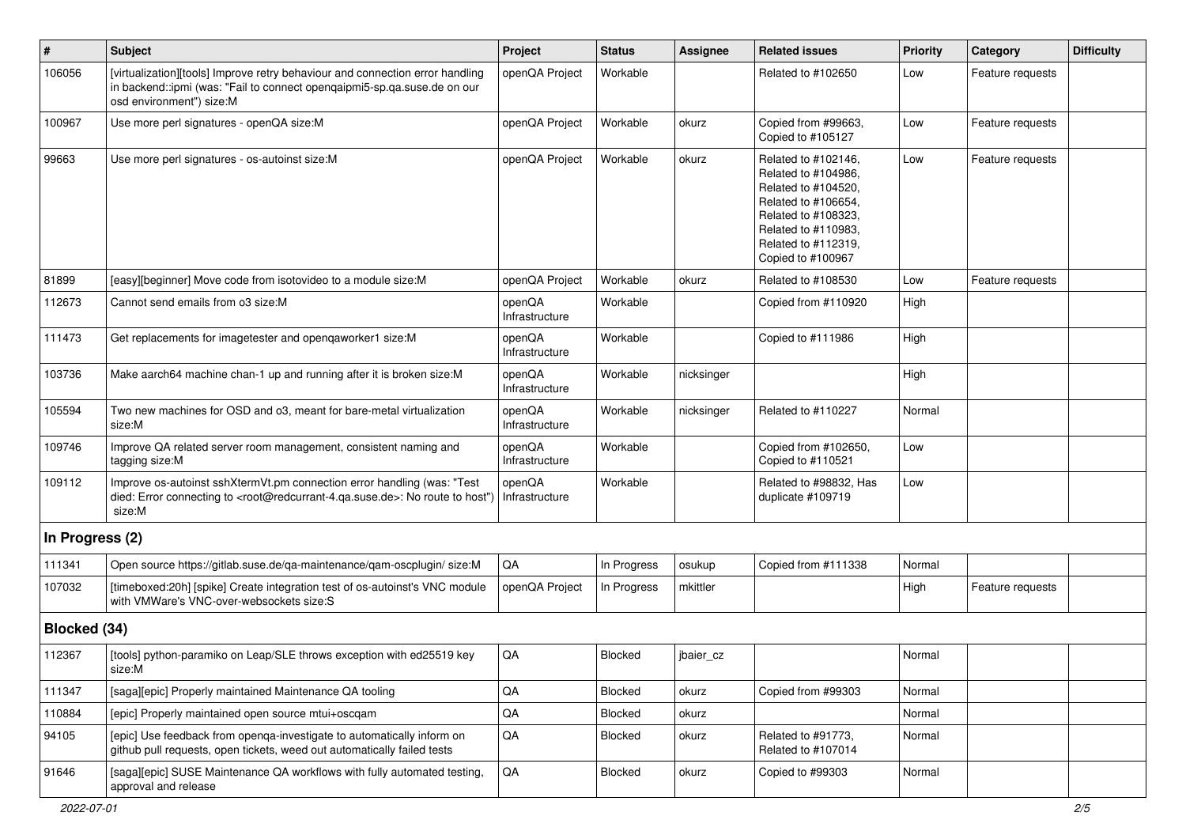| # | Subject | Project | Status | Assignee | Related issues | Priority | Category | Difficulty |
|---|---|---|---|---|---|---|---|---|
| 106056 | [virtualization][tools] Improve retry behaviour and connection error handling in backend::ipmi (was: "Fail to connect openqaipmi5-sp.qa.suse.de on our osd environment") size:M | openQA Project | Workable | | Related to #102650 | Low | Feature requests | |
| 100967 | Use more perl signatures - openQA size:M | openQA Project | Workable | okurz | Copied from #99663, Copied to #105127 | Low | Feature requests | |
| 99663 | Use more perl signatures - os-autoinst size:M | openQA Project | Workable | okurz | Related to #102146, Related to #104986, Related to #104520, Related to #106654, Related to #108323, Related to #110983, Related to #112319, Copied to #100967 | Low | Feature requests | |
| 81899 | [easy][beginner] Move code from isotovideo to a module size:M | openQA Project | Workable | okurz | Related to #108530 | Low | Feature requests | |
| 112673 | Cannot send emails from o3 size:M | openQA Infrastructure | Workable | | Copied from #110920 | High | | |
| 111473 | Get replacements for imagetester and openqaworker1 size:M | openQA Infrastructure | Workable | | Copied to #111986 | High | | |
| 103736 | Make aarch64 machine chan-1 up and running after it is broken size:M | openQA Infrastructure | Workable | nicksinger | | High | | |
| 105594 | Two new machines for OSD and o3, meant for bare-metal virtualization size:M | openQA Infrastructure | Workable | nicksinger | Related to #110227 | Normal | | |
| 109746 | Improve QA related server room management, consistent naming and tagging size:M | openQA Infrastructure | Workable | | Copied from #102650, Copied to #110521 | Low | | |
| 109112 | Improve os-autoinst sshXtermVt.pm connection error handling (was: "Test died: Error connecting to <root@redcurrant-4.qa.suse.de>: No route to host") size:M | openQA Infrastructure | Workable | | Related to #98832, Has duplicate #109719 | Low | | |
| **In Progress (2)** | | | | | | | | |
| 111341 | Open source https://gitlab.suse.de/qa-maintenance/qam-oscplugin/ size:M | QA | In Progress | osukup | Copied from #111338 | Normal | | |
| 107032 | [timeboxed:20h] [spike] Create integration test of os-autoinst's VNC module with VMWare's VNC-over-websockets size:S | openQA Project | In Progress | mkittler | | High | Feature requests | |
| **Blocked (34)** | | | | | | | | |
| 112367 | [tools] python-paramiko on Leap/SLE throws exception with ed25519 key size:M | QA | Blocked | jbaier_cz | | Normal | | |
| 111347 | [saga][epic] Properly maintained Maintenance QA tooling | QA | Blocked | okurz | Copied from #99303 | Normal | | |
| 110884 | [epic] Properly maintained open source mtui+oscqam | QA | Blocked | okurz | | Normal | | |
| 94105 | [epic] Use feedback from openqa-investigate to automatically inform on github pull requests, open tickets, weed out automatically failed tests | QA | Blocked | okurz | Related to #91773, Related to #107014 | Normal | | |
| 91646 | [saga][epic] SUSE Maintenance QA workflows with fully automated testing, approval and release | QA | Blocked | okurz | Copied to #99303 | Normal | | |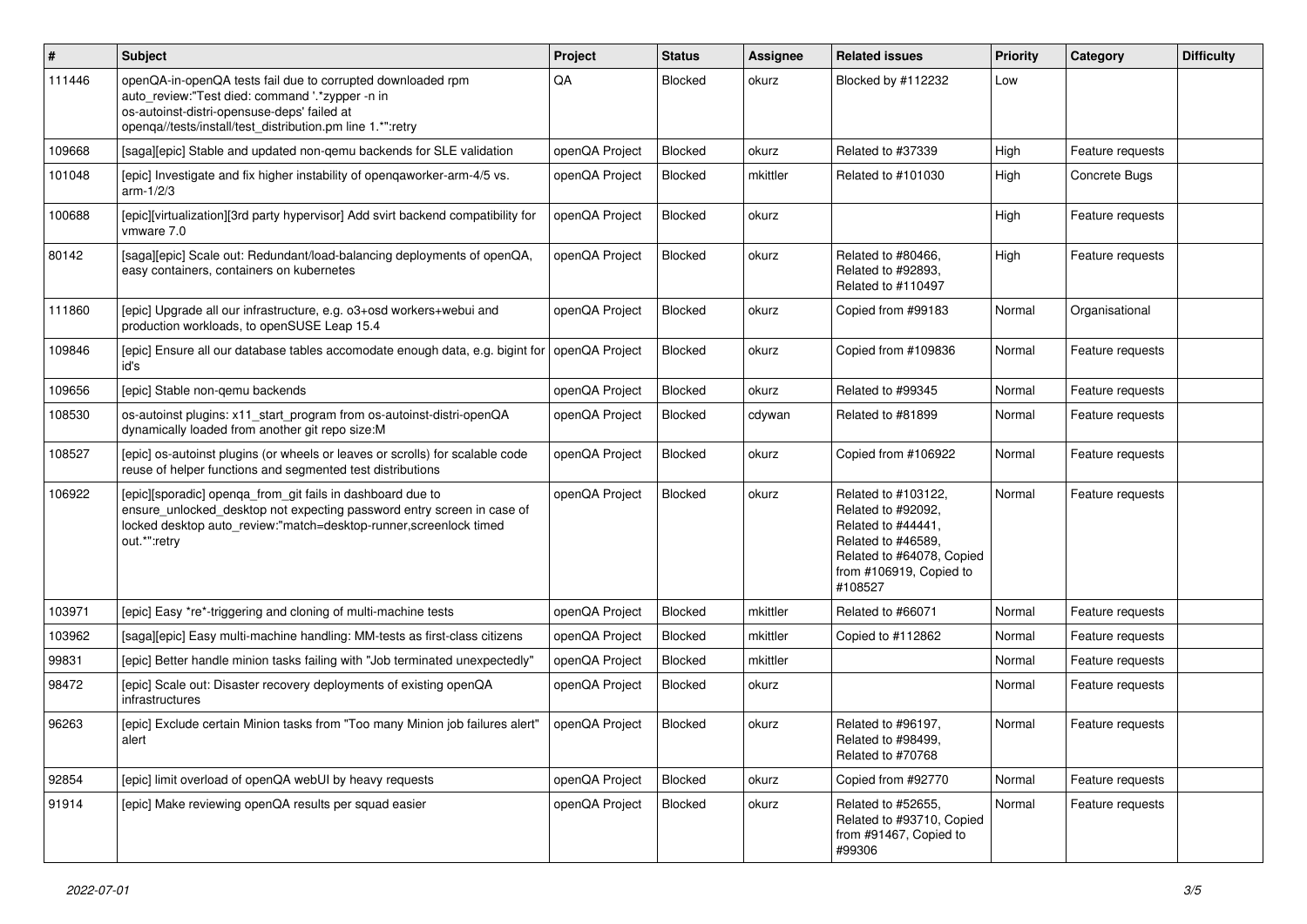| # | Subject | Project | Status | Assignee | Related issues | Priority | Category | Difficulty |
|---|---|---|---|---|---|---|---|---|
| 111446 | openQA-in-openQA tests fail due to corrupted downloaded rpm auto_review:"Test died: command '.*zypper -n in os-autoinst-distri-opensuse-deps' failed at openqa//tests/install/test_distribution.pm line 1.*":retry | QA | Blocked | okurz | Blocked by #112232 | Low | | |
| 109668 | [saga][epic] Stable and updated non-qemu backends for SLE validation | openQA Project | Blocked | okurz | Related to #37339 | High | Feature requests | |
| 101048 | [epic] Investigate and fix higher instability of openqaworker-arm-4/5 vs. arm-1/2/3 | openQA Project | Blocked | mkittler | Related to #101030 | High | Concrete Bugs | |
| 100688 | [epic][virtualization][3rd party hypervisor] Add svirt backend compatibility for vmware 7.0 | openQA Project | Blocked | okurz | | High | Feature requests | |
| 80142 | [saga][epic] Scale out: Redundant/load-balancing deployments of openQA, easy containers, containers on kubernetes | openQA Project | Blocked | okurz | Related to #80466, Related to #92893, Related to #110497 | High | Feature requests | |
| 111860 | [epic] Upgrade all our infrastructure, e.g. o3+osd workers+webui and production workloads, to openSUSE Leap 15.4 | openQA Project | Blocked | okurz | Copied from #99183 | Normal | Organisational | |
| 109846 | [epic] Ensure all our database tables accomodate enough data, e.g. bigint for id's | openQA Project | Blocked | okurz | Copied from #109836 | Normal | Feature requests | |
| 109656 | [epic] Stable non-qemu backends | openQA Project | Blocked | okurz | Related to #99345 | Normal | Feature requests | |
| 108530 | os-autoinst plugins: x11_start_program from os-autoinst-distri-openQA dynamically loaded from another git repo size:M | openQA Project | Blocked | cdywan | Related to #81899 | Normal | Feature requests | |
| 108527 | [epic] os-autoinst plugins (or wheels or leaves or scrolls) for scalable code reuse of helper functions and segmented test distributions | openQA Project | Blocked | okurz | Copied from #106922 | Normal | Feature requests | |
| 106922 | [epic][sporadic] openqa_from_git fails in dashboard due to ensure_unlocked_desktop not expecting password entry screen in case of locked desktop auto_review:"match=desktop-runner,screenlock timed out.*":retry | openQA Project | Blocked | okurz | Related to #103122, Related to #92092, Related to #44441, Related to #46589, Related to #64078, Copied from #106919, Copied to #108527 | Normal | Feature requests | |
| 103971 | [epic] Easy *re*-triggering and cloning of multi-machine tests | openQA Project | Blocked | mkittler | Related to #66071 | Normal | Feature requests | |
| 103962 | [saga][epic] Easy multi-machine handling: MM-tests as first-class citizens | openQA Project | Blocked | mkittler | Copied to #112862 | Normal | Feature requests | |
| 99831 | [epic] Better handle minion tasks failing with "Job terminated unexpectedly" | openQA Project | Blocked | mkittler | | Normal | Feature requests | |
| 98472 | [epic] Scale out: Disaster recovery deployments of existing openQA infrastructures | openQA Project | Blocked | okurz | | Normal | Feature requests | |
| 96263 | [epic] Exclude certain Minion tasks from "Too many Minion job failures alert" alert | openQA Project | Blocked | okurz | Related to #96197, Related to #98499, Related to #70768 | Normal | Feature requests | |
| 92854 | [epic] limit overload of openQA webUI by heavy requests | openQA Project | Blocked | okurz | Copied from #92770 | Normal | Feature requests | |
| 91914 | [epic] Make reviewing openQA results per squad easier | openQA Project | Blocked | okurz | Related to #52655, Related to #93710, Copied from #91467, Copied to #99306 | Normal | Feature requests | |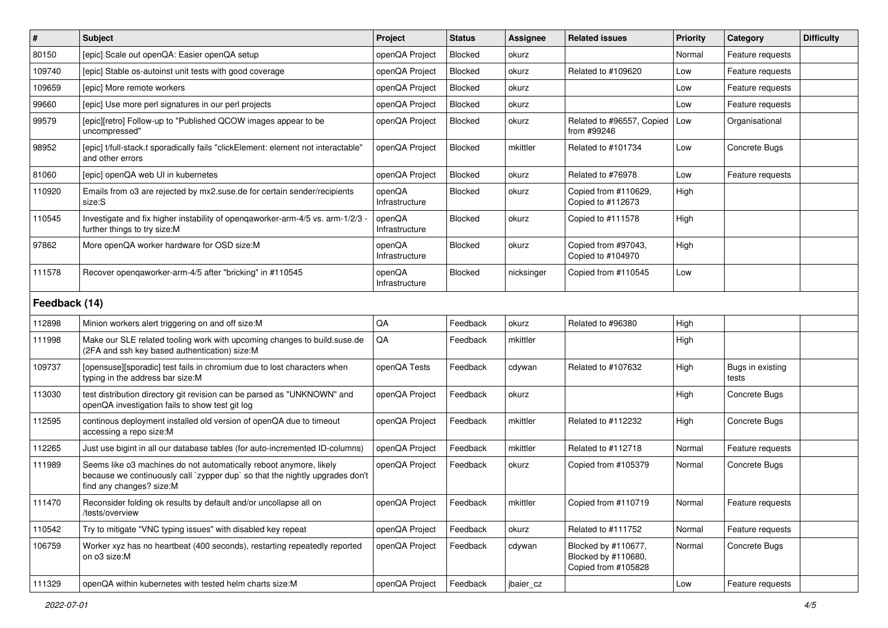| # | Subject | Project | Status | Assignee | Related issues | Priority | Category | Difficulty |
|---|---|---|---|---|---|---|---|---|
| 80150 | [epic] Scale out openQA: Easier openQA setup | openQA Project | Blocked | okurz | | Normal | Feature requests | |
| 109740 | [epic] Stable os-autoinst unit tests with good coverage | openQA Project | Blocked | okurz | Related to #109620 | Low | Feature requests | |
| 109659 | [epic] More remote workers | openQA Project | Blocked | okurz | | Low | Feature requests | |
| 99660 | [epic] Use more perl signatures in our perl projects | openQA Project | Blocked | okurz | | Low | Feature requests | |
| 99579 | [epic][retro] Follow-up to "Published QCOW images appear to be uncompressed" | openQA Project | Blocked | okurz | Related to #96557, Copied from #99246 | Low | Organisational | |
| 98952 | [epic] t/full-stack.t sporadically fails "clickElement: element not interactable" and other errors | openQA Project | Blocked | mkittler | Related to #101734 | Low | Concrete Bugs | |
| 81060 | [epic] openQA web UI in kubernetes | openQA Project | Blocked | okurz | Related to #76978 | Low | Feature requests | |
| 110920 | Emails from o3 are rejected by mx2.suse.de for certain sender/recipients size:S | openQA Infrastructure | Blocked | okurz | Copied from #110629, Copied to #112673 | High | | |
| 110545 | Investigate and fix higher instability of openqaworker-arm-4/5 vs. arm-1/2/3 - further things to try size:M | openQA Infrastructure | Blocked | okurz | Copied to #111578 | High | | |
| 97862 | More openQA worker hardware for OSD size:M | openQA Infrastructure | Blocked | okurz | Copied from #97043, Copied to #104970 | High | | |
| 111578 | Recover openqaworker-arm-4/5 after "bricking" in #110545 | openQA Infrastructure | Blocked | nicksinger | Copied from #110545 | Low | | |
| **Feedback (14)** | | | | | | | | |
| 112898 | Minion workers alert triggering on and off size:M | QA | Feedback | okurz | Related to #96380 | High | | |
| 111998 | Make our SLE related tooling work with upcoming changes to build.suse.de (2FA and ssh key based authentication) size:M | QA | Feedback | mkittler | | High | | |
| 109737 | [opensuse][sporadic] test fails in chromium due to lost characters when typing in the address bar size:M | openQA Tests | Feedback | cdywan | Related to #107632 | High | Bugs in existing tests | |
| 113030 | test distribution directory git revision can be parsed as "UNKNOWN" and openQA investigation fails to show test git log | openQA Project | Feedback | okurz | | High | Concrete Bugs | |
| 112595 | continous deployment installed old version of openQA due to timeout accessing a repo size:M | openQA Project | Feedback | mkittler | Related to #112232 | High | Concrete Bugs | |
| 112265 | Just use bigint in all our database tables (for auto-incremented ID-columns) | openQA Project | Feedback | mkittler | Related to #112718 | Normal | Feature requests | |
| 111989 | Seems like o3 machines do not automatically reboot anymore, likely because we continuously call `zypper dup` so that the nightly upgrades don't find any changes? size:M | openQA Project | Feedback | okurz | Copied from #105379 | Normal | Concrete Bugs | |
| 111470 | Reconsider folding ok results by default and/or uncollapse all on /tests/overview | openQA Project | Feedback | mkittler | Copied from #110719 | Normal | Feature requests | |
| 110542 | Try to mitigate "VNC typing issues" with disabled key repeat | openQA Project | Feedback | okurz | Related to #111752 | Normal | Feature requests | |
| 106759 | Worker xyz has no heartbeat (400 seconds), restarting repeatedly reported on o3 size:M | openQA Project | Feedback | cdywan | Blocked by #110677, Blocked by #110680, Copied from #105828 | Normal | Concrete Bugs | |
| 111329 | openQA within kubernetes with tested helm charts size:M | openQA Project | Feedback | jbaier_cz | | Low | Feature requests | |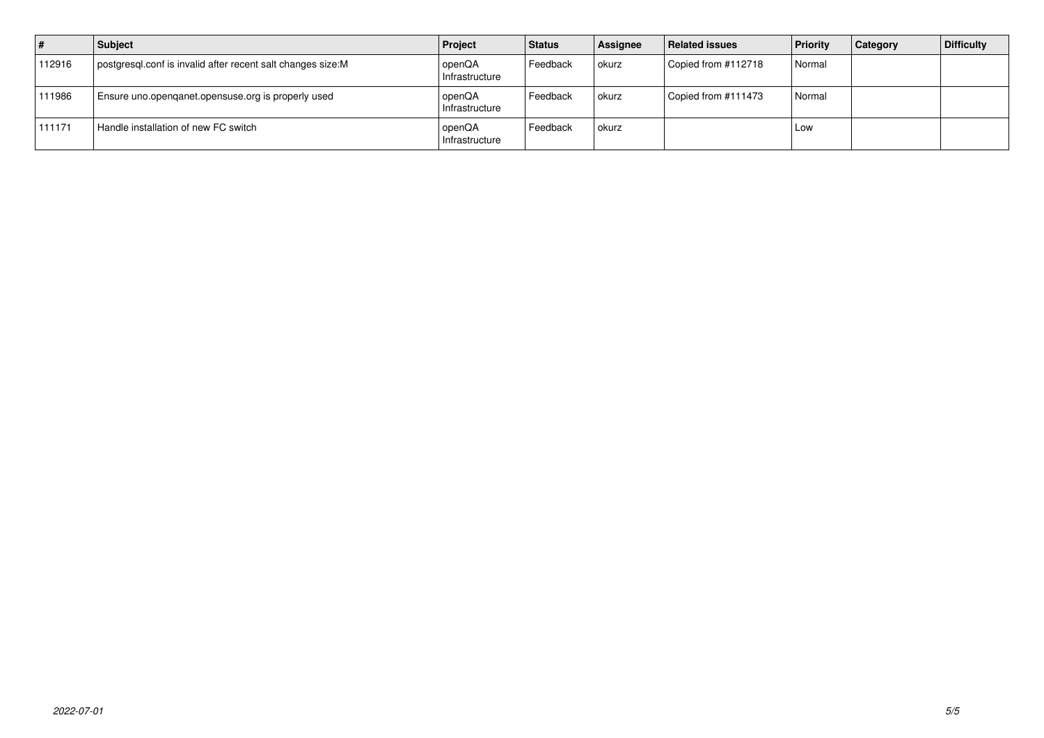| # | Subject | Project | Status | Assignee | Related issues | Priority | Category | Difficulty |
|---|---|---|---|---|---|---|---|---|
| 112916 | postgresql.conf is invalid after recent salt changes size:M | openQA Infrastructure | Feedback | okurz | Copied from #112718 | Normal | | |
| 111986 | Ensure uno.openqanet.opensuse.org is properly used | openQA Infrastructure | Feedback | okurz | Copied from #111473 | Normal | | |
| 111171 | Handle installation of new FC switch | openQA Infrastructure | Feedback | okurz | | Low | | |